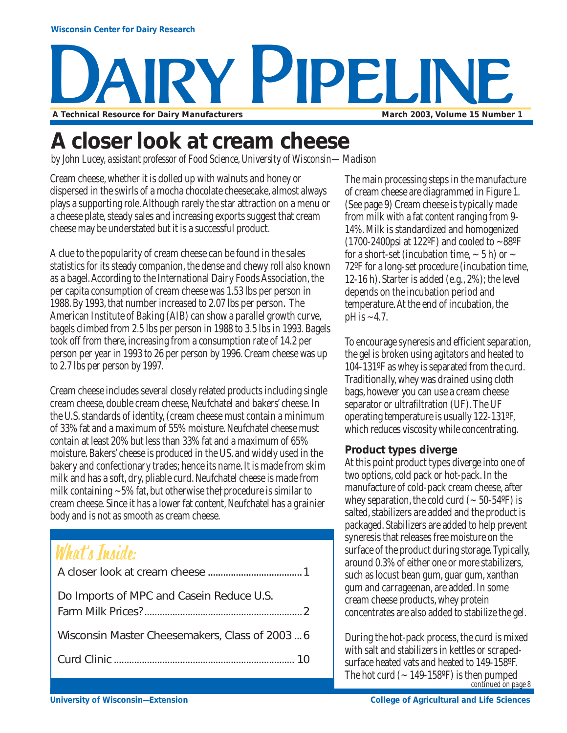Wisconsin Center for Dairy Research

# DAIRY PIPELINE

A Technical Resource for Dairy Manufacturers — March 2003, Volume 15 Number 1

# A closer look at cream cheese

*by John Lucey, assistant professor of Food Science, University of Wisconsin—Madison*

Cream cheese, whether it is dolled up with walnuts and honey or dispersed in the swirls of a mocha chocolate cheesecake, almost always plays a supporting role. Although rarely the star attraction on a menu or a cheese plate, steady sales and increasing exports suggest that cream cheese may be understated but it is a successful product.

A clue to the popularity of cream cheese can be found in the sales statistics for its steady companion, the dense and chewy roll also known as a bagel. According to the International Dairy Foods Association, the per capita consumption of cream cheese was 1.53 lbs per person in 1988. By 1993, that number increased to 2.07 lbs per person. The American Institute of Baking (AIB) can show a parallel growth curve, bagels climbed from 2.5 lbs per person in 1988 to 3.5 lbs in 1993. Bagels took off from there, increasing from a consumption rate of 14.2 per person per year in 1993 to 26 per person by 1996. Cream cheese was up to 2.7 lbs per person by 1997.

Cream cheese includes several closely related products including single cream cheese, double cream cheese, Neufchatel and bakers' cheese. In the U.S. standards of identity, (cream cheese must contain a minimum of 33% fat and a maximum of 55% moisture. Neufchatel cheese must contain at least 20% but less than 33% fat and a maximum of 65% moisture. Bakers' cheese is produced in the US. and widely used in the bakery and confectionary trades; hence its name. It is made from skim milk and has a soft, dry, pliable curd. Neufchatel cheese is made from milk containing ~5% fat, but otherwise the† procedure is similar to cream cheese. Since it has a lower fat content, Neufchatel has a grainier body and is not as smooth as cream cheese.

## What's Inside:

- A closer look at cream cheese ........ 1
- Do Imports of MPC and Casein Reduce U.S. Farm Milk Prices? ........ 2
- Wisconsin Master Cheesemakers, Class of 2003 ... 6
- Curd Clinic ........ 10

The main processing steps in the manufacture of cream cheese are diagrammed in Figure 1. (See page 9) Cream cheese is typically made from milk with a fat content ranging from 9-14%. Milk is standardized and homogenized (1700-2400psi at 122ºF) and cooled to ~88ºF for a short-set (incubation time, ~ 5 h) or ~ 72ºF for a long-set procedure (incubation time, 12-16 h). Starter is added (e.g., 2%); the level depends on the incubation period and temperature. At the end of incubation, the pH is ~4.7.

To encourage syneresis and efficient separation, the gel is broken using agitators and heated to 104-131ºF as whey is separated from the curd. Traditionally, whey was drained using cloth bags, however you can use a cream cheese separator or ultrafiltration (UF). The UF operating temperature is usually 122-131ºF, which reduces viscosity while concentrating.

### Product types diverge

At this point product types diverge into one of two options, cold pack or hot-pack. In the manufacture of cold-pack cream cheese, after whey separation, the cold curd (~ 50-54ºF) is salted, stabilizers are added and the product is packaged. Stabilizers are added to help prevent syneresis that releases free moisture on the surface of the product during storage. Typically, around 0.3% of either one or more stabilizers, such as locust bean gum, guar gum, xanthan gum and carrageenan, are added. In some cream cheese products, whey protein concentrates are also added to stabilize the gel.

During the hot-pack process, the curd is mixed with salt and stabilizers in kettles or scraped-surface heated vats and heated to 149-158ºF. The hot curd (~ 149-158ºF) is then pumped

*continued on page 8*

University of Wisconsin—Extension — College of Agricultural and Life Sciences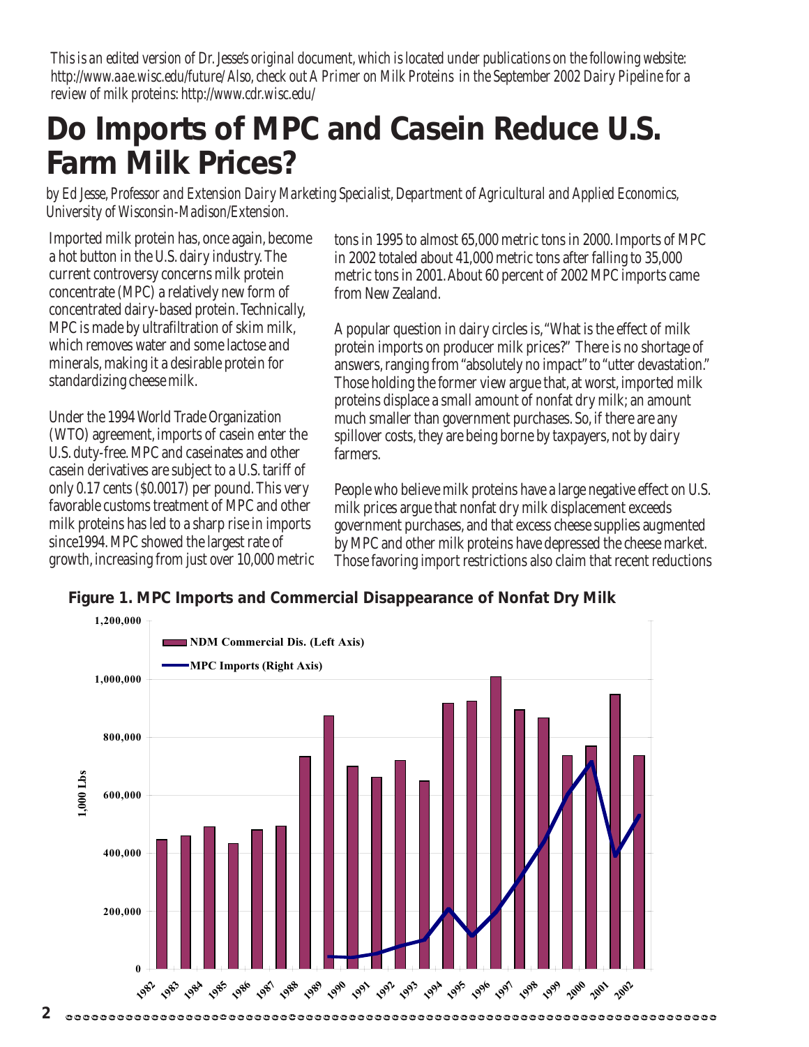*This is an edited version of Dr. Jesse's original document, which is located under publications on the following website: http://www.aae.wisc.edu/future/ Also, check out A Primer on Milk Proteins in the September 2002 Dairy Pipeline for a review of milk proteins: http://www.cdr.wisc.edu/*

# Do Imports of MPC and Casein Reduce U.S. Farm Milk Prices?

*by Ed Jesse, Professor and Extension Dairy Marketing Specialist, Department of Agricultural and Applied Economics, University of Wisconsin-Madison/Extension.*

Imported milk protein has, once again, become a hot button in the U.S. dairy industry. The current controversy concerns milk protein concentrate (MPC) a relatively new form of concentrated dairy-based protein. Technically, MPC is made by ultrafiltration of skim milk, which removes water and some lactose and minerals, making it a desirable protein for standardizing cheese milk.

Under the 1994 World Trade Organization (WTO) agreement, imports of casein enter the U.S. duty-free. MPC and caseinates and other casein derivatives are subject to a U.S. tariff of only 0.17 cents ($0.0017) per pound. This very favorable customs treatment of MPC and other milk proteins has led to a sharp rise in imports since1994. MPC showed the largest rate of growth, increasing from just over 10,000 metric tons in 1995 to almost 65,000 metric tons in 2000. Imports of MPC in 2002 totaled about 41,000 metric tons after falling to 35,000 metric tons in 2001. About 60 percent of 2002 MPC imports came from New Zealand.

A popular question in dairy circles is, "What is the effect of milk protein imports on producer milk prices?" There is no shortage of answers, ranging from "absolutely no impact" to "utter devastation." Those holding the former view argue that, at worst, imported milk proteins displace a small amount of nonfat dry milk; an amount much smaller than government purchases. So, if there are any spillover costs, they are being borne by taxpayers, not by dairy farmers.

People who believe milk proteins have a large negative effect on U.S. milk prices argue that nonfat dry milk displacement exceeds government purchases, and that excess cheese supplies augmented by MPC and other milk proteins have depressed the cheese market. Those favoring import restrictions also claim that recent reductions

**Figure 1. MPC Imports and Commercial Disappearance of Nonfat Dry Milk**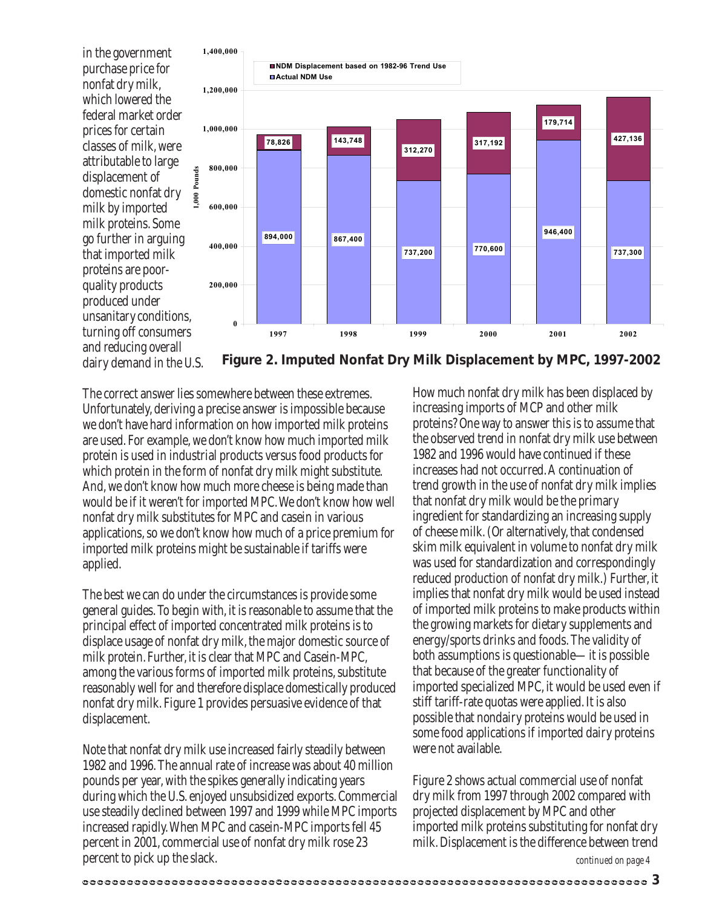in the government purchase price for nonfat dry milk, which lowered the federal market order prices for certain classes of milk, were attributable to large displacement of domestic nonfat dry milk by imported milk proteins. Some go further in arguing that imported milk proteins are poor-quality products produced under unsanitary conditions, turning off consumers and reducing overall dairy demand in the U.S.

| Year | Actual NDM Use (1,000 Pounds) | NDM Displacement based on 1982-96 Trend Use (1,000 Pounds) |
|---|---|---|
| 1997 | 894,000 | 78,826 |
| 1998 | 867,400 | 143,748 |
| 1999 | 737,200 | 312,270 |
| 2000 | 770,600 | 317,192 |
| 2001 | 946,400 | 179,714 |
| 2002 | 737,300 | 427,136 |

**Figure 2. Imputed Nonfat Dry Milk Displacement by MPC, 1997-2002**

The correct answer lies somewhere between these extremes. Unfortunately, deriving a precise answer is impossible because we don't have hard information on how imported milk proteins are used. For example, we don't know how much imported milk protein is used in industrial products versus food products for which protein in the form of nonfat dry milk might substitute. And, we don't know how much more cheese is being made than would be if it weren't for imported MPC. We don't know how well nonfat dry milk substitutes for MPC and casein in various applications, so we don't know how much of a price premium for imported milk proteins might be sustainable if tariffs were applied.

The best we can do under the circumstances is provide some general guides. To begin with, it is reasonable to assume that the principal effect of imported concentrated milk proteins is to displace usage of nonfat dry milk, the major domestic source of milk protein. Further, it is clear that MPC and Casein-MPC, among the various forms of imported milk proteins, substitute reasonably well for and therefore displace domestically produced nonfat dry milk. Figure 1 provides persuasive evidence of that displacement.

Note that nonfat dry milk use increased fairly steadily between 1982 and 1996. The annual rate of increase was about 40 million pounds per year, with the spikes generally indicating years during which the U.S. enjoyed unsubsidized exports. Commercial use steadily declined between 1997 and 1999 while MPC imports increased rapidly. When MPC and casein-MPC imports fell 45 percent in 2001, commercial use of nonfat dry milk rose 23 percent to pick up the slack.

How much nonfat dry milk has been displaced by increasing imports of MCP and other milk proteins? One way to answer this is to assume that the observed trend in nonfat dry milk use between 1982 and 1996 would have continued if these increases had not occurred. A continuation of trend growth in the use of nonfat dry milk implies that nonfat dry milk would be the primary ingredient for standardizing an increasing supply of cheese milk. (Or alternatively, that condensed skim milk equivalent in volume to nonfat dry milk was used for standardization and correspondingly reduced production of nonfat dry milk.) Further, it implies that nonfat dry milk would be used instead of imported milk proteins to make products within the growing markets for dietary supplements and energy/sports drinks and foods. The validity of both assumptions is questionable— it is possible that because of the greater functionality of imported specialized MPC, it would be used even if stiff tariff-rate quotas were applied. It is also possible that nondairy proteins would be used in some food applications if imported dairy proteins were not available.

Figure 2 shows actual commercial use of nonfat dry milk from 1997 through 2002 compared with projected displacement by MPC and other imported milk proteins substituting for nonfat dry milk. Displacement is the difference between trend

*continued on page 4*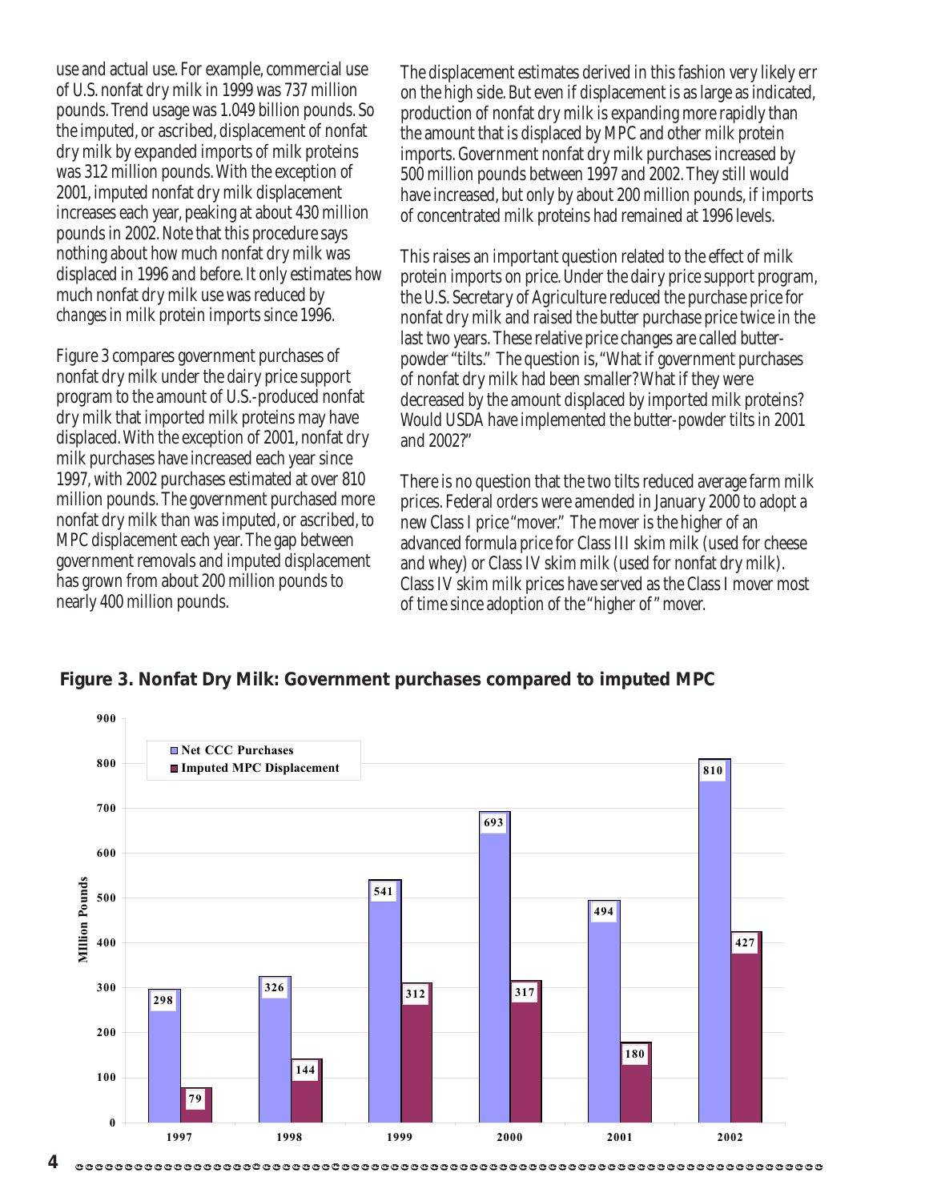use and actual use. For example, commercial use of U.S. nonfat dry milk in 1999 was 737 million pounds. Trend usage was 1.049 billion pounds. So the imputed, or ascribed, displacement of nonfat dry milk by expanded imports of milk proteins was 312 million pounds. With the exception of 2001, imputed nonfat dry milk displacement increases each year, peaking at about 430 million pounds in 2002. Note that this procedure says nothing about how much nonfat dry milk was displaced in 1996 and before. It only estimates how much nonfat dry milk use was reduced by *changes* in milk protein imports since 1996.

Figure 3 compares government purchases of nonfat dry milk under the dairy price support program to the amount of U.S.-produced nonfat dry milk that imported milk proteins may have displaced. With the exception of 2001, nonfat dry milk purchases have increased each year since 1997, with 2002 purchases estimated at over 810 million pounds. The government purchased more nonfat dry milk than was imputed, or ascribed, to MPC displacement each year. The gap between government removals and imputed displacement has grown from about 200 million pounds to nearly 400 million pounds.

The displacement estimates derived in this fashion very likely err on the high side. But even if displacement is as large as indicated, production of nonfat dry milk is expanding more rapidly than the amount that is displaced by MPC and other milk protein imports. Government nonfat dry milk purchases increased by 500 million pounds between 1997 and 2002. They still would have increased, but only by about 200 million pounds, if imports of concentrated milk proteins had remained at 1996 levels.

This raises an important question related to the effect of milk protein imports on price. Under the dairy price support program, the U.S. Secretary of Agriculture reduced the purchase price for nonfat dry milk and raised the butter purchase price twice in the last two years. These relative price changes are called butter-powder "tilts." The question is, "What if government purchases of nonfat dry milk had been smaller? What if they were decreased by the amount displaced by imported milk proteins? Would USDA have implemented the butter-powder tilts in 2001 and 2002?"

There is no question that the two tilts reduced average farm milk prices. Federal orders were amended in January 2000 to adopt a new Class I price "mover." The mover is the higher of an advanced formula price for Class III skim milk (used for cheese and whey) or Class IV skim milk (used for nonfat dry milk). Class IV skim milk prices have served as the Class I mover most of time since adoption of the "higher of" mover.

**Figure 3. Nonfat Dry Milk: Government purchases compared to imputed MPC**

| Year | Net CCC Purchases (Million Pounds) | Imputed MPC Displacement (Million Pounds) |
|---|---|---|
| 1997 | 298 | 79 |
| 1998 | 326 | 144 |
| 1999 | 541 | 312 |
| 2000 | 693 | 317 |
| 2001 | 494 | 180 |
| 2002 | 810 | 427 |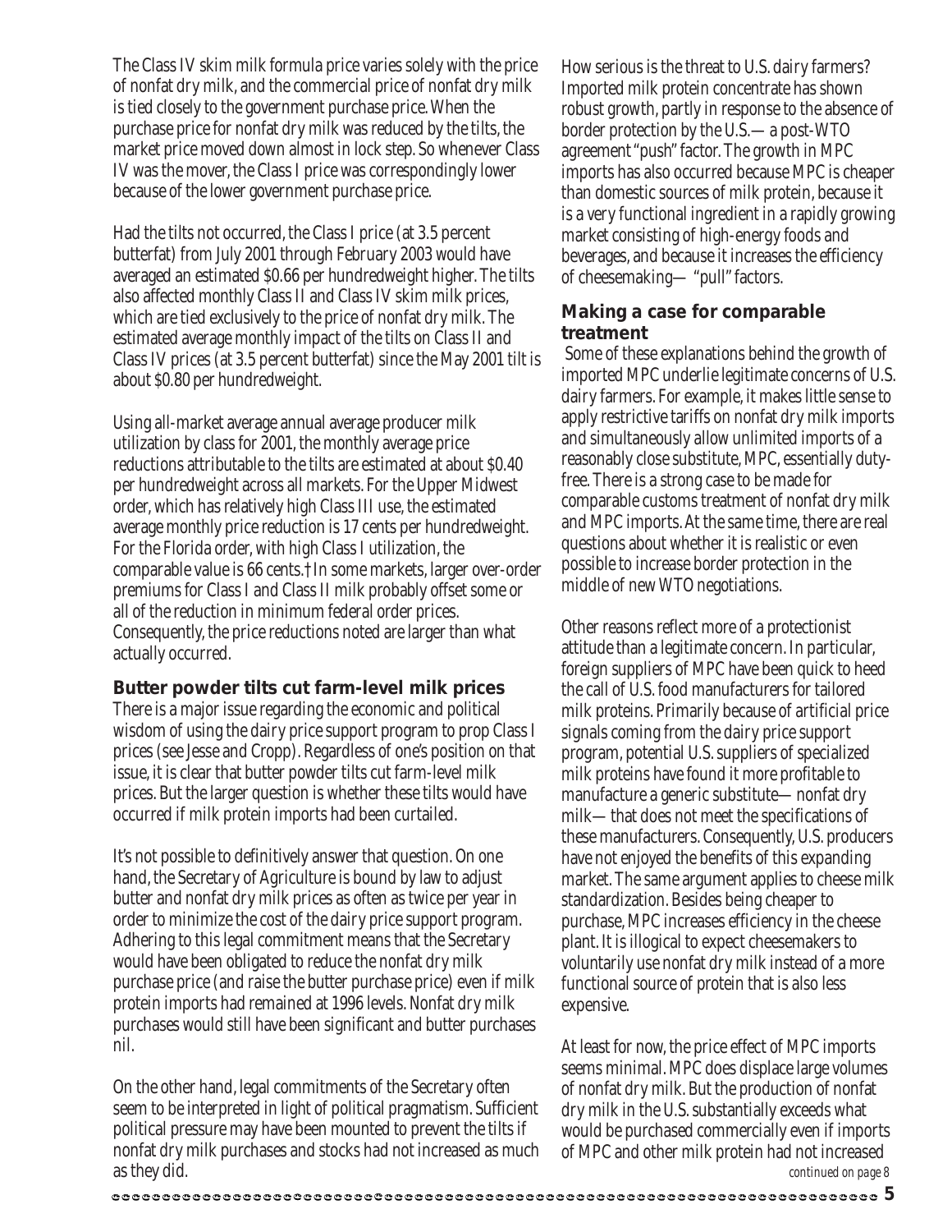The Class IV skim milk formula price varies solely with the price of nonfat dry milk, and the commercial price of nonfat dry milk is tied closely to the government purchase price. When the purchase price for nonfat dry milk was reduced by the tilts, the market price moved down almost in lock step. So whenever Class IV was the mover, the Class I price was correspondingly lower because of the lower government purchase price.

Had the tilts not occurred, the Class I price (at 3.5 percent butterfat) from July 2001 through February 2003 would have averaged an estimated $0.66 per hundredweight higher. The tilts also affected monthly Class II and Class IV skim milk prices, which are tied exclusively to the price of nonfat dry milk. The estimated average monthly impact of the tilts on Class II and Class IV prices (at 3.5 percent butterfat) since the May 2001 tilt is about $0.80 per hundredweight.

Using all-market average annual average producer milk utilization by class for 2001, the monthly average price reductions attributable to the tilts are estimated at about $0.40 per hundredweight across all markets. For the Upper Midwest order, which has relatively high Class III use, the estimated average monthly price reduction is 17 cents per hundredweight. For the Florida order, with high Class I utilization, the comparable value is 66 cents.† In some markets, larger over-order premiums for Class I and Class II milk probably offset some or all of the reduction in minimum federal order prices. Consequently, the price reductions noted are larger than what actually occurred.

### Butter powder tilts cut farm-level milk prices

There is a major issue regarding the economic and political wisdom of using the dairy price support program to prop Class I prices (see Jesse and Cropp). Regardless of one's position on that issue, it is clear that butter powder tilts cut farm-level milk prices. But the larger question is whether these tilts would have occurred if milk protein imports had been curtailed.

It's not possible to definitively answer that question. On one hand, the Secretary of Agriculture is bound by law to adjust butter and nonfat dry milk prices as often as twice per year in order to minimize the cost of the dairy price support program. Adhering to this legal commitment means that the Secretary would have been obligated to reduce the nonfat dry milk purchase price (and raise the butter purchase price) even if milk protein imports had remained at 1996 levels. Nonfat dry milk purchases would still have been significant and butter purchases nil.

On the other hand, legal commitments of the Secretary often seem to be interpreted in light of political pragmatism. Sufficient political pressure may have been mounted to prevent the tilts if nonfat dry milk purchases and stocks had not increased as much as they did.

How serious is the threat to U.S. dairy farmers? Imported milk protein concentrate has shown robust growth, partly in response to the absence of border protection by the U.S.—a post-WTO agreement "push" factor. The growth in MPC imports has also occurred because MPC is cheaper than domestic sources of milk protein, because it is a very functional ingredient in a rapidly growing market consisting of high-energy foods and beverages, and because it increases the efficiency of cheesemaking— "pull" factors.

### Making a case for comparable treatment

Some of these explanations behind the growth of imported MPC underlie legitimate concerns of U.S. dairy farmers. For example, it makes little sense to apply restrictive tariffs on nonfat dry milk imports and simultaneously allow unlimited imports of a reasonably close substitute, MPC, essentially duty-free. There is a strong case to be made for comparable customs treatment of nonfat dry milk and MPC imports. At the same time, there are real questions about whether it is realistic or even possible to increase border protection in the middle of new WTO negotiations.

Other reasons reflect more of a protectionist attitude than a legitimate concern. In particular, foreign suppliers of MPC have been quick to heed the call of U.S. food manufacturers for tailored milk proteins. Primarily because of artificial price signals coming from the dairy price support program, potential U.S. suppliers of specialized milk proteins have found it more profitable to manufacture a generic substitute—nonfat dry milk—that does not meet the specifications of these manufacturers. Consequently, U.S. producers have not enjoyed the benefits of this expanding market. The same argument applies to cheese milk standardization. Besides being cheaper to purchase, MPC increases efficiency in the cheese plant. It is illogical to expect cheesemakers to voluntarily use nonfat dry milk instead of a more functional source of protein that is also less expensive.

At least for now, the price effect of MPC imports seems minimal. MPC does displace large volumes of nonfat dry milk. But the production of nonfat dry milk in the U.S. substantially exceeds what would be purchased commercially even if imports of MPC and other milk protein had not increased

*continued on page 8*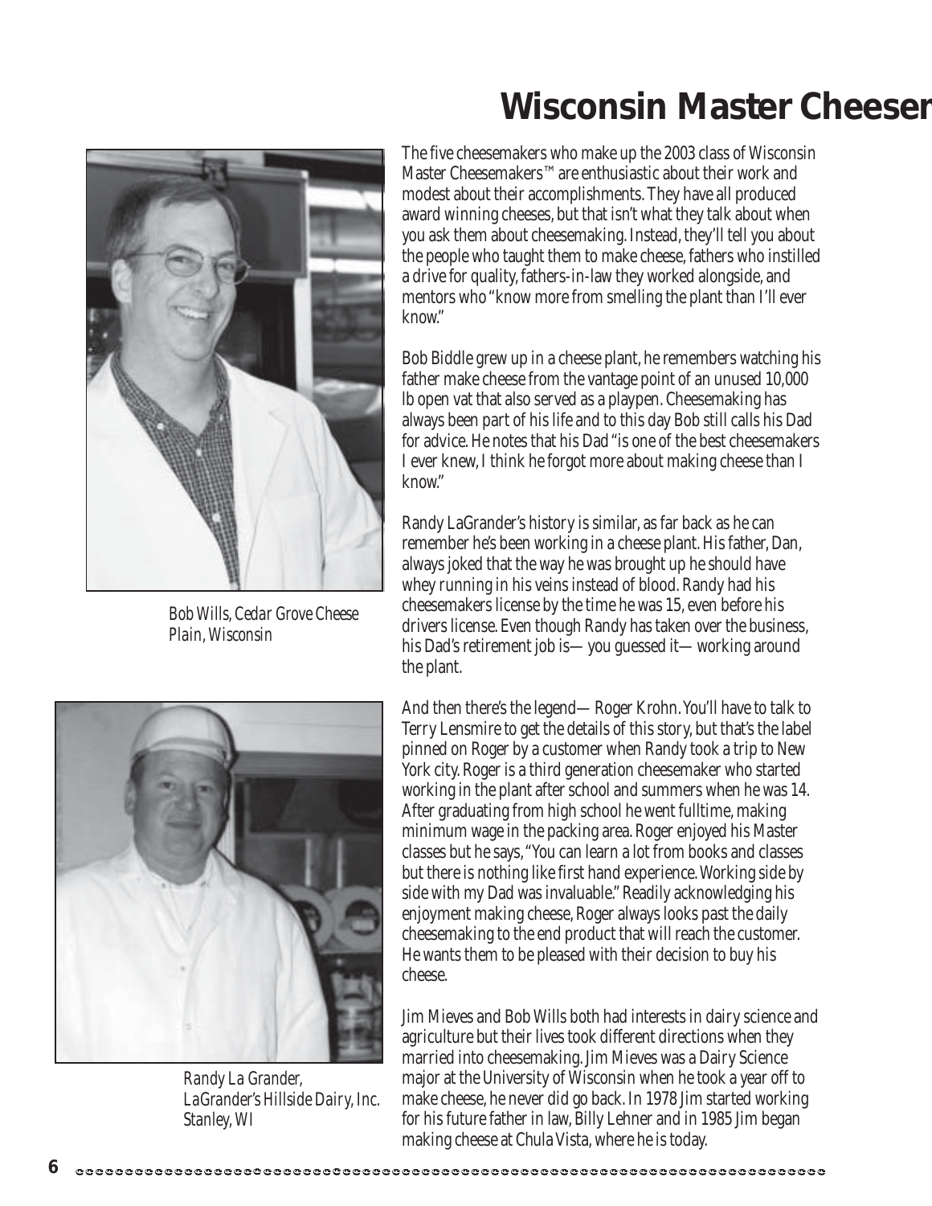# Wisconsin Master Cheeser

The five cheesemakers who make up the 2003 class of Wisconsin Master Cheesemakers™ are enthusiastic about their work and modest about their accomplishments. They have all produced award winning cheeses, but that isn't what they talk about when you ask them about cheesemaking. Instead, they'll tell you about the people who taught them to make cheese, fathers who instilled a drive for quality, fathers-in-law they worked alongside, and mentors who "know more from smelling the plant than I'll ever know."

Bob Biddle grew up in a cheese plant, he remembers watching his father make cheese from the vantage point of an unused 10,000 lb open vat that also served as a playpen. Cheesemaking has always been part of his life and to this day Bob still calls his Dad for advice. He notes that his Dad "is one of the best cheesemakers I ever knew, I think he forgot more about making cheese than I know."

Randy LaGrander's history is similar, as far back as he can remember he's been working in a cheese plant. His father, Dan, always joked that the way he was brought up he should have whey running in his veins instead of blood. Randy had his cheesemakers license by the time he was 15, even before his drivers license. Even though Randy has taken over the business, his Dad's retirement job is— you guessed it— working around the plant.

And then there's the legend— Roger Krohn. You'll have to talk to Terry Lensmire to get the details of this story, but that's the label pinned on Roger by a customer when Randy took a trip to New York city. Roger is a third generation cheesemaker who started working in the plant after school and summers when he was 14. After graduating from high school he went fulltime, making minimum wage in the packing area. Roger enjoyed his Master classes but he says, "You can learn a lot from books and classes but there is nothing like first hand experience. Working side by side with my Dad was invaluable." Readily acknowledging his enjoyment making cheese, Roger always looks past the daily cheesemaking to the end product that will reach the customer. He wants them to be pleased with their decision to buy his cheese.

Jim Mieves and Bob Wills both had interests in dairy science and agriculture but their lives took different directions when they married into cheesemaking. Jim Mieves was a Dairy Science major at the University of Wisconsin when he took a year off to make cheese, he never did go back. In 1978 Jim started working for his future father in law, Billy Lehner and in 1985 Jim began making cheese at Chula Vista, where he is today.

*Bob Wills, Cedar Grove Cheese*
*Plain, Wisconsin*

*Randy La Grander,*
*LaGrander's Hillside Dairy, Inc.*
*Stanley, WI*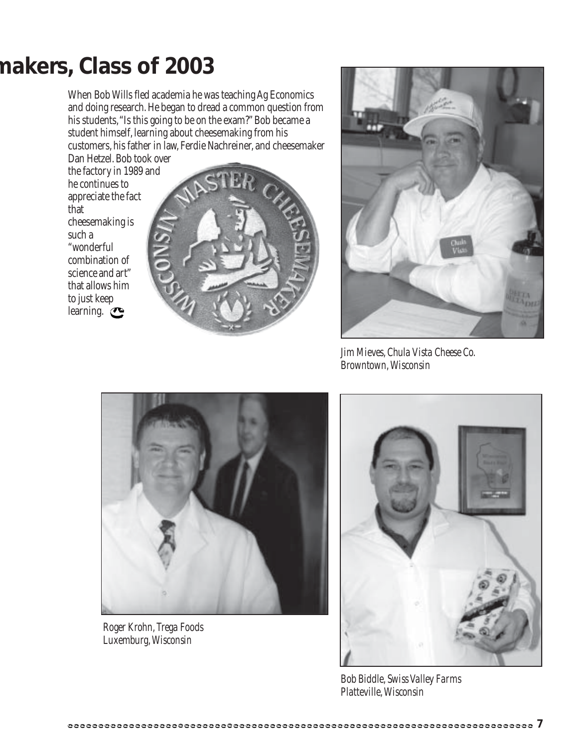# makers, Class of 2003

When Bob Wills fled academia he was teaching Ag Economics and doing research. He began to dread a common question from his students, "Is this going to be on the exam?" Bob became a student himself, learning about cheesemaking from his customers, his father in law, Ferdie Nachreiner, and cheesemaker Dan Hetzel. Bob took over the factory in 1989 and he continues to appreciate the fact that cheesemaking is such a "wonderful combination of science and art" that allows him to just keep learning.

Jim Mieves, Chula Vista Cheese Co.
Browntown, Wisconsin

Roger Krohn, Trega Foods
Luxemburg, Wisconsin

Bob Biddle, Swiss Valley Farms
Platteville, Wisconsin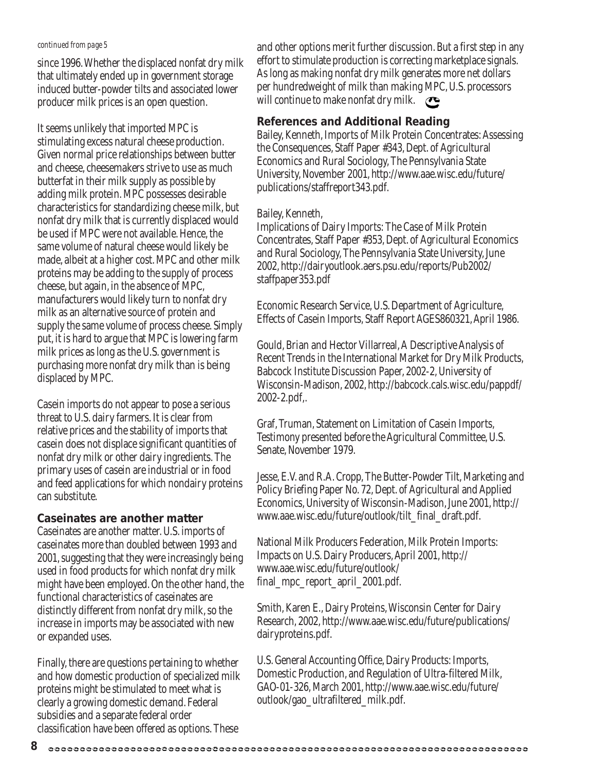*continued from page 5*

since 1996. Whether the displaced nonfat dry milk that ultimately ended up in government storage induced butter-powder tilts and associated lower producer milk prices is an open question.

It seems unlikely that imported MPC is stimulating excess natural cheese production. Given normal price relationships between butter and cheese, cheesemakers strive to use as much butterfat in their milk supply as possible by adding milk protein. MPC possesses desirable characteristics for standardizing cheese milk, but nonfat dry milk that is currently displaced would be used if MPC were not available. Hence, the same volume of natural cheese would likely be made, albeit at a higher cost. MPC and other milk proteins may be adding to the supply of process cheese, but again, in the absence of MPC, manufacturers would likely turn to nonfat dry milk as an alternative source of protein and supply the same volume of process cheese. Simply put, it is hard to argue that MPC is lowering farm milk prices as long as the U.S. government is purchasing more nonfat dry milk than is being displaced by MPC.

Casein imports do not appear to pose a serious threat to U.S. dairy farmers. It is clear from relative prices and the stability of imports that casein does not displace significant quantities of nonfat dry milk or other dairy ingredients. The primary uses of casein are industrial or in food and feed applications for which nondairy proteins can substitute.

### Caseinates are another matter

Caseinates are another matter. U.S. imports of caseinates more than doubled between 1993 and 2001, suggesting that they were increasingly being used in food products for which nonfat dry milk might have been employed. On the other hand, the functional characteristics of caseinates are distinctly different from nonfat dry milk, so the increase in imports may be associated with new or expanded uses.

Finally, there are questions pertaining to whether and how domestic production of specialized milk proteins might be stimulated to meet what is clearly a growing domestic demand. Federal subsidies and a separate federal order classification have been offered as options. These and other options merit further discussion. But a first step in any effort to stimulate production is correcting marketplace signals. As long as making nonfat dry milk generates more net dollars per hundredweight of milk than making MPC, U.S. processors will continue to make nonfat dry milk.

### References and Additional Reading

Bailey, Kenneth, Imports of Milk Protein Concentrates: Assessing the Consequences, Staff Paper #343, Dept. of Agricultural Economics and Rural Sociology, The Pennsylvania State University, November 2001, http://www.aae.wisc.edu/future/publications/staffreport343.pdf.

Bailey, Kenneth, Implications of Dairy Imports: The Case of Milk Protein Concentrates, Staff Paper #353, Dept. of Agricultural Economics and Rural Sociology, The Pennsylvania State University, June 2002, http://dairyoutlook.aers.psu.edu/reports/Pub2002/staffpaper353.pdf

Economic Research Service, U.S. Department of Agriculture, Effects of Casein Imports, Staff Report AGES860321, April 1986.

Gould, Brian and Hector Villarreal, A Descriptive Analysis of Recent Trends in the International Market for Dry Milk Products, Babcock Institute Discussion Paper, 2002-2, University of Wisconsin-Madison, 2002, http://babcock.cals.wisc.edu/pappdf/2002-2.pdf,.

Graf, Truman, Statement on Limitation of Casein Imports, Testimony presented before the Agricultural Committee, U.S. Senate, November 1979.

Jesse, E.V. and R.A. Cropp, The Butter-Powder Tilt, Marketing and Policy Briefing Paper No. 72, Dept. of Agricultural and Applied Economics, University of Wisconsin-Madison, June 2001, http://www.aae.wisc.edu/future/outlook/tilt_final_draft.pdf.

National Milk Producers Federation, Milk Protein Imports: Impacts on U.S. Dairy Producers, April 2001, http://www.aae.wisc.edu/future/outlook/final_mpc_report_april_2001.pdf.

Smith, Karen E., Dairy Proteins, Wisconsin Center for Dairy Research, 2002, http://www.aae.wisc.edu/future/publications/dairyproteins.pdf.

U.S. General Accounting Office, Dairy Products: Imports, Domestic Production, and Regulation of Ultra-filtered Milk, GAO-01-326, March 2001, http://www.aae.wisc.edu/future/outlook/gao_ultrafiltered_milk.pdf.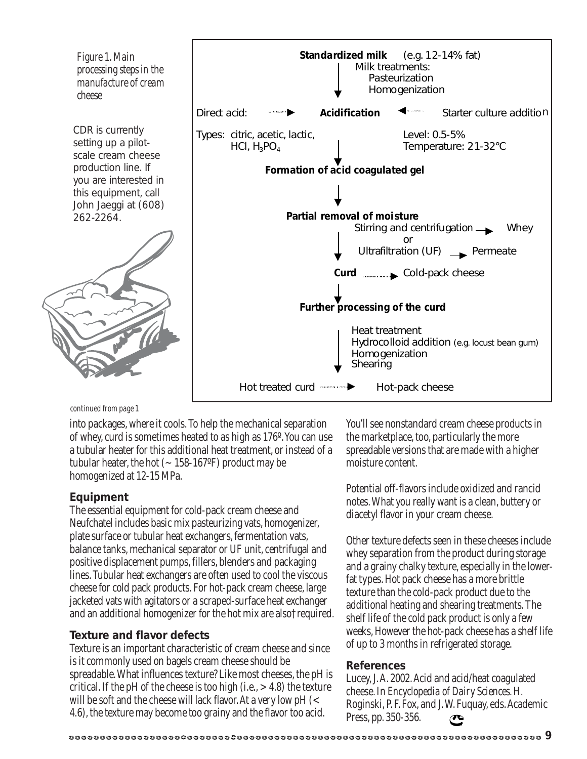*Figure 1. Main processing steps in the manufacture of cream cheese*

CDR is currently setting up a pilot-scale cream cheese production line. If you are interested in this equipment, call John Jaeggi at (608) 262-2264.

**Standardized milk** (e.g. 12-14% fat)
Milk treatments:
Pasteurization
Homogenization

↓

Direct acid: → **Acidification** ← Starter culture addition

Types: citric, acetic, lactic, HCl, $H_3PO_4$ — Level: 0.5-5%, Temperature: 21-32°C

↓

**Formation of acid coagulated gel**

↓

**Partial removal of moisture**
Stirring and centrifugation → Whey
or
Ultrafiltration (UF) → Permeate

↓

**Curd** → Cold-pack cheese

↓

**Further processing of the curd**
Heat treatment
Hydrocolloid addition (e.g. locust bean gum)
Homogenization
Shearing

↓

Hot treated curd → Hot-pack cheese

*continued from page 1*

into packages, where it cools. To help the mechanical separation of whey, curd is sometimes heated to as high as 176º. You can use a tubular heater for this additional heat treatment, or instead of a tubular heater, the hot (~ 158-167ºF) product may be homogenized at 12-15 MPa.

## Equipment

The essential equipment for cold-pack cream cheese and Neufchatel includes basic mix pasteurizing vats, homogenizer, plate surface or tubular heat exchangers, fermentation vats, balance tanks, mechanical separator or UF unit, centrifugal and positive displacement pumps, fillers, blenders and packaging lines. Tubular heat exchangers are often used to cool the viscous cheese for cold pack products. For hot-pack cream cheese, large jacketed vats with agitators or a scraped-surface heat exchanger and an additional homogenizer for the hot mix are also† required.

## Texture and flavor defects

Texture is an important characteristic of cream cheese and since is it commonly used on bagels cream cheese should be spreadable. What influences texture? Like most cheeses, the pH is critical. If the pH of the cheese is too high (i.e., > 4.8) the texture will be soft and the cheese will lack flavor. At a very low pH (< 4.6), the texture may become too grainy and the flavor too acid.

You'll see nonstandard cream cheese products in the marketplace, too, particularly the more spreadable versions that are made with a higher moisture content.

Potential off-flavors include oxidized and rancid notes. What you really want is a clean, buttery or diacetyl flavor in your cream cheese.

Other texture defects seen in these cheeses include whey separation from the product during storage and a grainy chalky texture, especially in the lower-fat types. Hot pack cheese has a more brittle texture than the cold-pack product due to the additional heating and shearing treatments. The shelf life of the cold pack product is only a few weeks, However the hot-pack cheese has a shelf life of up to 3 months in refrigerated storage.

## References

Lucey, J. A. 2002. Acid and acid/heat coagulated cheese. In *Encyclopedia of Dairy Sciences*. H. Roginski, P. F. Fox, and J. W. Fuquay, eds. Academic Press, pp. 350-356.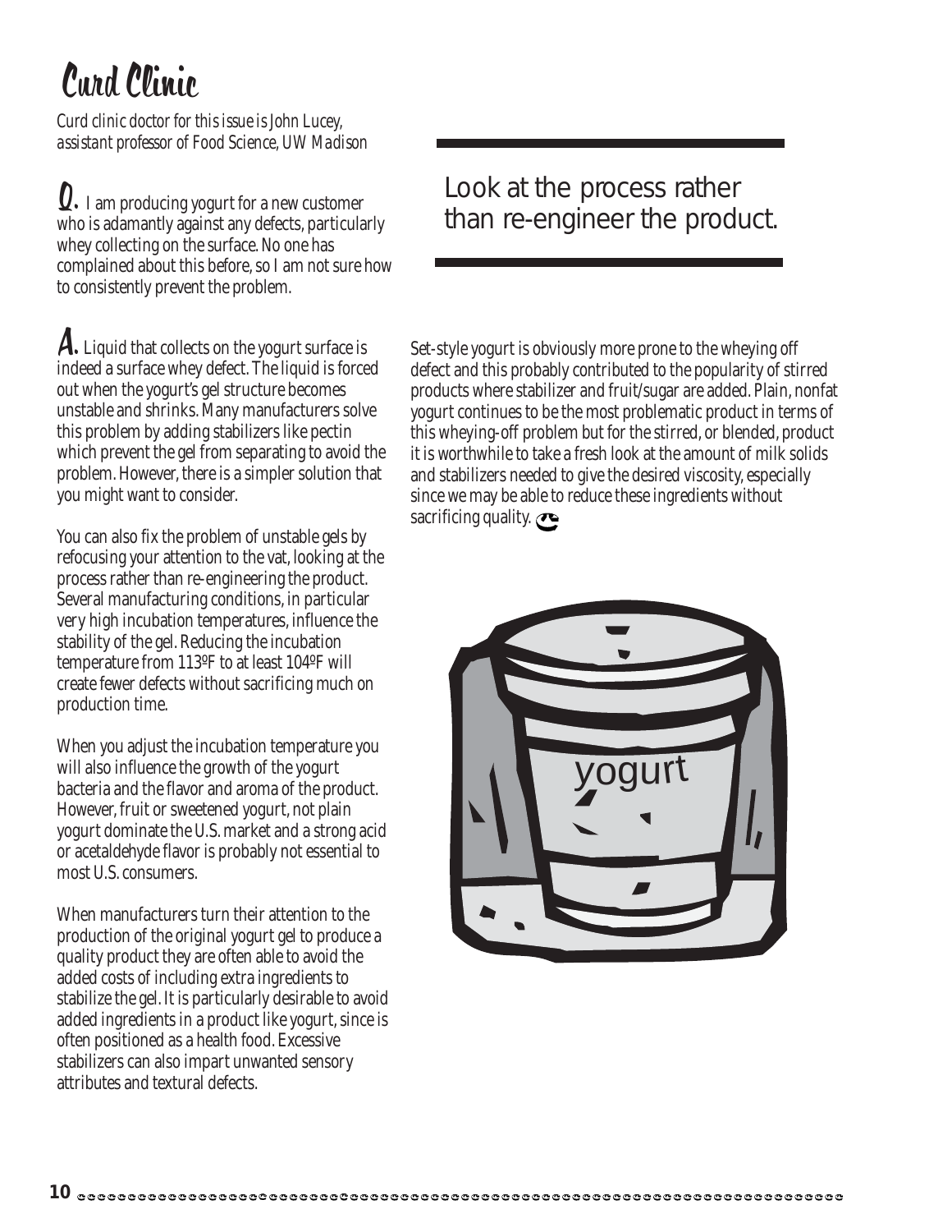# Curd Clinic

*Curd clinic doctor for this issue is John Lucey, assistant professor of Food Science, UW Madison*

**Q.** I am producing yogurt for a new customer who is adamantly against any defects, particularly whey collecting on the surface. No one has complained about this before, so I am not sure how to consistently prevent the problem.

**A.** Liquid that collects on the yogurt surface is indeed a surface whey defect. The liquid is forced out when the yogurt's gel structure becomes unstable and shrinks. Many manufacturers solve this problem by adding stabilizers like pectin which prevent the gel from separating to avoid the problem. However, there is a simpler solution that you might want to consider.

You can also fix the problem of unstable gels by refocusing your attention to the vat, looking at the process rather than re-engineering the product. Several manufacturing conditions, in particular very high incubation temperatures, influence the stability of the gel. Reducing the incubation temperature from 113ºF to at least 104ºF will create fewer defects without sacrificing much on production time.

When you adjust the incubation temperature you will also influence the growth of the yogurt bacteria and the flavor and aroma of the product. However, fruit or sweetened yogurt, not plain yogurt dominate the U.S. market and a strong acid or acetaldehyde flavor is probably not essential to most U.S. consumers.

When manufacturers turn their attention to the production of the original yogurt gel to produce a quality product they are often able to avoid the added costs of including extra ingredients to stabilize the gel. It is particularly desirable to avoid added ingredients in a product like yogurt, since is often positioned as a health food. Excessive stabilizers can also impart unwanted sensory attributes and textural defects.

> Look at the process rather than re-engineer the product.

Set-style yogurt is obviously more prone to the wheying off defect and this probably contributed to the popularity of stirred products where stabilizer and fruit/sugar are added. Plain, nonfat yogurt continues to be the most problematic product in terms of this wheying-off problem but for the stirred, or blended, product it is worthwhile to take a fresh look at the amount of milk solids and stabilizers needed to give the desired viscosity, especially since we may be able to reduce these ingredients without sacrificing quality.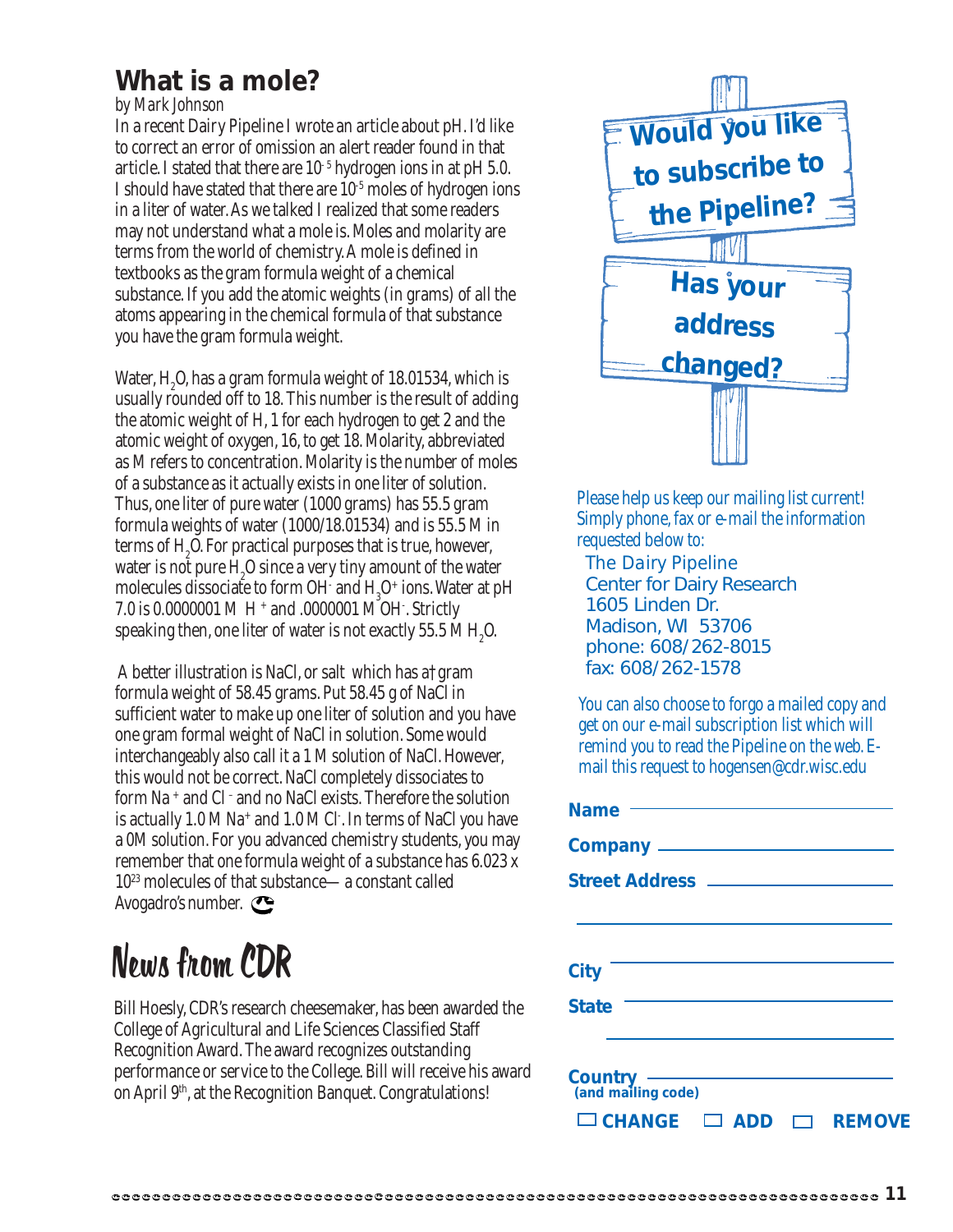## What is a mole?

*by Mark Johnson*

In a recent Dairy Pipeline I wrote an article about pH. I'd like to correct an error of omission an alert reader found in that article. I stated that there are $10^{-5}$ hydrogen ions in at pH 5.0. I should have stated that there are $10^{-5}$ moles of hydrogen ions in a liter of water. As we talked I realized that some readers may not understand what a mole is. Moles and molarity are terms from the world of chemistry. A mole is defined in textbooks as the gram formula weight of a chemical substance. If you add the atomic weights (in grams) of all the atoms appearing in the chemical formula of that substance you have the gram formula weight.

Water, $H_2O$, has a gram formula weight of 18.01534, which is usually rounded off to 18. This number is the result of adding the atomic weight of H, 1 for each hydrogen to get 2 and the atomic weight of oxygen, 16, to get 18. Molarity, abbreviated as M refers to concentration. Molarity is the number of moles of a substance as it actually exists in one liter of solution. Thus, one liter of pure water (1000 grams) has 55.5 gram formula weights of water (1000/18.01534) and is 55.5 M in terms of $H_2O$. For practical purposes that is true, however, water is not pure $H_2O$ since a very tiny amount of the water molecules dissociate to form $OH^-$ and $H_3O^+$ ions. Water at pH 7.0 is 0.0000001 M $H^+$ and .0000001 M $OH^-$. Strictly speaking then, one liter of water is not exactly 55.5 M $H_2O$.

A better illustration is NaCl, or salt which has a gram formula weight of 58.45 grams. Put 58.45 g of NaCl in sufficient water to make up one liter of solution and you have one gram formal weight of NaCl in solution. Some would interchangeably also call it a 1 M solution of NaCl. However, this would not be correct. NaCl completely dissociates to form $Na^+$ and $Cl^-$ and no NaCl exists. Therefore the solution is actually 1.0 M $Na^+$ and 1.0 M $Cl^-$. In terms of NaCl you have a 0M solution. For you advanced chemistry students, you may remember that one formula weight of a substance has $6.023 \times 10^{23}$ molecules of that substance— a constant called Avogadro's number.

# News from CDR

Bill Hoesly, CDR's research cheesemaker, has been awarded the College of Agricultural and Life Sciences Classified Staff Recognition Award. The award recognizes outstanding performance or service to the College. Bill will receive his award on April 9th, at the Recognition Banquet. Congratulations!

**Would you like to subscribe to the Pipeline?**

**Has your address changed?**

Please help us keep our mailing list current! Simply phone, fax or e-mail the information requested below to:

The Dairy Pipeline
Center for Dairy Research
1605 Linden Dr.
Madison, WI 53706
phone: 608/262-8015
fax: 608/262-1578

You can also choose to forgo a mailed copy and get on our e-mail subscription list which will remind you to read the Pipeline on the web. E-mail this request to hogensen@cdr.wisc.edu

**Name** ______________________

**Company** ______________________

**Street Address** ______________________

______________________

**City** ______________________

**State** ______________________

______________________

**Country** ______________________
**(and mailing code)**

☐ **CHANGE** ☐ **ADD** ☐ **REMOVE**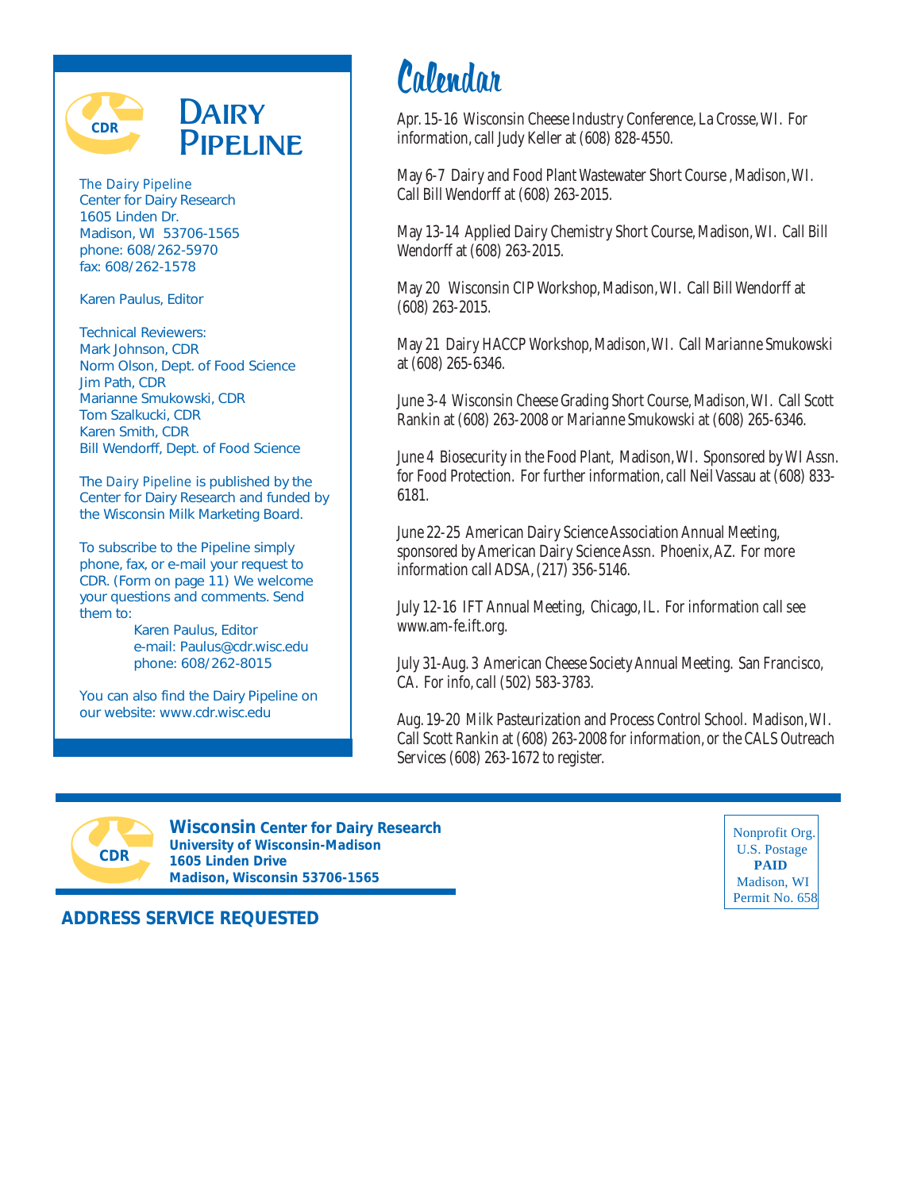# Dairy Pipeline

CDR

The *Dairy Pipeline*
Center for Dairy Research
1605 Linden Dr.
Madison, WI 53706-1565
phone: 608/262-5970
fax: 608/262-1578

Karen Paulus, Editor

Technical Reviewers:
Mark Johnson, CDR
Norm Olson, Dept. of Food Science
Jim Path, CDR
Marianne Smukowski, CDR
Tom Szalkucki, CDR
Karen Smith, CDR
Bill Wendorff, Dept. of Food Science

The *Dairy Pipeline* is published by the Center for Dairy Research and funded by the Wisconsin Milk Marketing Board.

To subscribe to the Pipeline simply phone, fax, or e-mail your request to CDR. (Form on page 11) We welcome your questions and comments. Send them to:

Karen Paulus, Editor
e-mail: Paulus@cdr.wisc.edu
phone: 608/262-8015

You can also find the Dairy Pipeline on our website: www.cdr.wisc.edu

# Calendar

Apr. 15-16 Wisconsin Cheese Industry Conference, La Crosse, WI. For information, call Judy Keller at (608) 828-4550.

May 6-7 Dairy and Food Plant Wastewater Short Course , Madison, WI. Call Bill Wendorff at (608) 263-2015.

May 13-14 Applied Dairy Chemistry Short Course, Madison, WI. Call Bill Wendorff at (608) 263-2015.

May 20 Wisconsin CIP Workshop, Madison, WI. Call Bill Wendorff at (608) 263-2015.

May 21 Dairy HACCP Workshop, Madison, WI. Call Marianne Smukowski at (608) 265-6346.

June 3-4 Wisconsin Cheese Grading Short Course, Madison, WI. Call Scott Rankin at (608) 263-2008 or Marianne Smukowski at (608) 265-6346.

June 4 Biosecurity in the Food Plant, Madison, WI. Sponsored by WI Assn. for Food Protection. For further information, call Neil Vassau at (608) 833-6181.

June 22-25 American Dairy Science Association Annual Meeting, sponsored by American Dairy Science Assn. Phoenix, AZ. For more information call ADSA, (217) 356-5146.

July 12-16 IFT Annual Meeting, Chicago, IL. For information call see www.am-fe.ift.org.

July 31-Aug. 3 American Cheese Society Annual Meeting. San Francisco, CA. For info, call (502) 583-3783.

Aug. 19-20 Milk Pasteurization and Process Control School. Madison, WI. Call Scott Rankin at (608) 263-2008 for information, or the CALS Outreach Services (608) 263-1672 to register.

---

CDR

**Wisconsin Center for Dairy Research**
**University of Wisconsin-Madison**
**1605 Linden Drive**
**Madison, Wisconsin 53706-1565**

**ADDRESS SERVICE REQUESTED**

Nonprofit Org.
U.S. Postage
**PAID**
Madison, WI
Permit No. 658